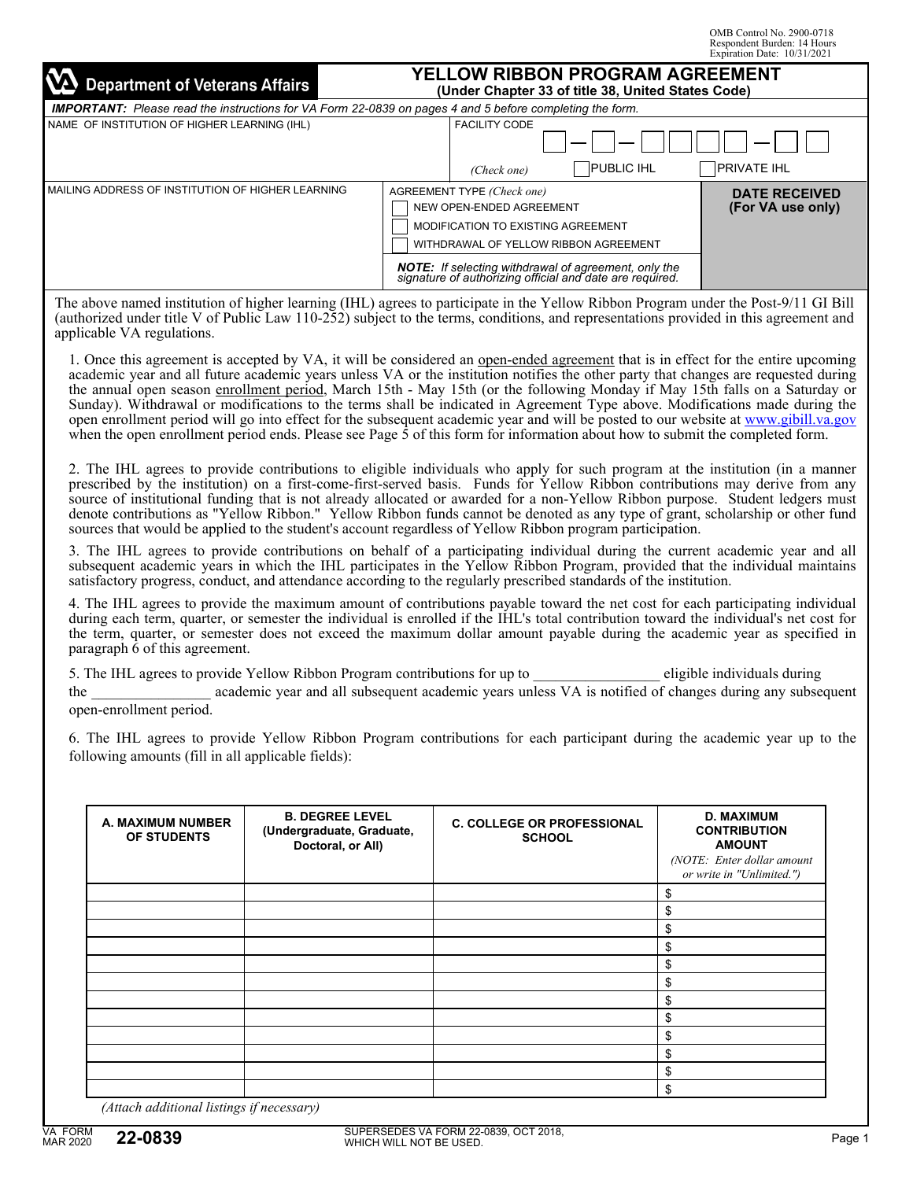OMB Control No. 2900-0718
Respondent Burden: 14 Hours
Expiration Date: 10/31/2021

**Department of Veterans Affairs**

# YELLOW RIBBON PROGRAM AGREEMENT
**(Under Chapter 33 of title 38, United States Code)**

***IMPORTANT:** Please read the instructions for VA Form 22-0839 on pages 4 and 5 before completing the form.*

| NAME OF INSTITUTION OF HIGHER LEARNING (IHL) | FACILITY CODE ☐☐ — ☐☐ — ☐☐☐☐☐ — ☐☐☐ *(Check one)* ☐ PUBLIC IHL ☐ PRIVATE IHL | |
|---|---|---|
| MAILING ADDRESS OF INSTITUTION OF HIGHER LEARNING | AGREEMENT TYPE *(Check one)* ☐ NEW OPEN-ENDED AGREEMENT ☐ MODIFICATION TO EXISTING AGREEMENT ☐ WITHDRAWAL OF YELLOW RIBBON AGREEMENT ***NOTE:** If selecting withdrawal of agreement, only the signature of authorizing official and date are required.* | **DATE RECEIVED (For VA use only)** |

The above named institution of higher learning (IHL) agrees to participate in the Yellow Ribbon Program under the Post-9/11 GI Bill (authorized under title V of Public Law 110-252) subject to the terms, conditions, and representations provided in this agreement and applicable VA regulations.

1. Once this agreement is accepted by VA, it will be considered an open-ended agreement that is in effect for the entire upcoming academic year and all future academic years unless VA or the institution notifies the other party that changes are requested during the annual open season enrollment period, March 15th - May 15th (or the following Monday if May 15th falls on a Saturday or Sunday). Withdrawal or modifications to the terms shall be indicated in Agreement Type above. Modifications made during the open enrollment period will go into effect for the subsequent academic year and will be posted to our website at www.gibill.va.gov when the open enrollment period ends. Please see Page 5 of this form for information about how to submit the completed form.

2. The IHL agrees to provide contributions to eligible individuals who apply for such program at the institution (in a manner prescribed by the institution) on a first-come-first-served basis. Funds for Yellow Ribbon contributions may derive from any source of institutional funding that is not already allocated or awarded for a non-Yellow Ribbon purpose. Student ledgers must denote contributions as "Yellow Ribbon." Yellow Ribbon funds cannot be denoted as any type of grant, scholarship or other fund sources that would be applied to the student's account regardless of Yellow Ribbon program participation.

3. The IHL agrees to provide contributions on behalf of a participating individual during the current academic year and all subsequent academic years in which the IHL participates in the Yellow Ribbon Program, provided that the individual maintains satisfactory progress, conduct, and attendance according to the regularly prescribed standards of the institution.

4. The IHL agrees to provide the maximum amount of contributions payable toward the net cost for each participating individual during each term, quarter, or semester the individual is enrolled if the IHL's total contribution toward the individual's net cost for the term, quarter, or semester does not exceed the maximum dollar amount payable during the academic year as specified in paragraph 6 of this agreement.

5. The IHL agrees to provide Yellow Ribbon Program contributions for up to ________________ eligible individuals during the ________________ academic year and all subsequent academic years unless VA is notified of changes during any subsequent open-enrollment period.

6. The IHL agrees to provide Yellow Ribbon Program contributions for each participant during the academic year up to the following amounts (fill in all applicable fields):

| A. MAXIMUM NUMBER OF STUDENTS | B. DEGREE LEVEL (Undergraduate, Graduate, Doctoral, or All) | C. COLLEGE OR PROFESSIONAL SCHOOL | D. MAXIMUM CONTRIBUTION AMOUNT *(NOTE: Enter dollar amount or write in "Unlimited.")* |
|---|---|---|---|
| | | | $ |
| | | | $ |
| | | | $ |
| | | | $ |
| | | | $ |
| | | | $ |
| | | | $ |
| | | | $ |
| | | | $ |
| | | | $ |
| | | | $ |
| | | | $ |

*(Attach additional listings if necessary)*

VA FORM MAR 2020 **22-0839** SUPERSEDES VA FORM 22-0839, OCT 2018, WHICH WILL NOT BE USED.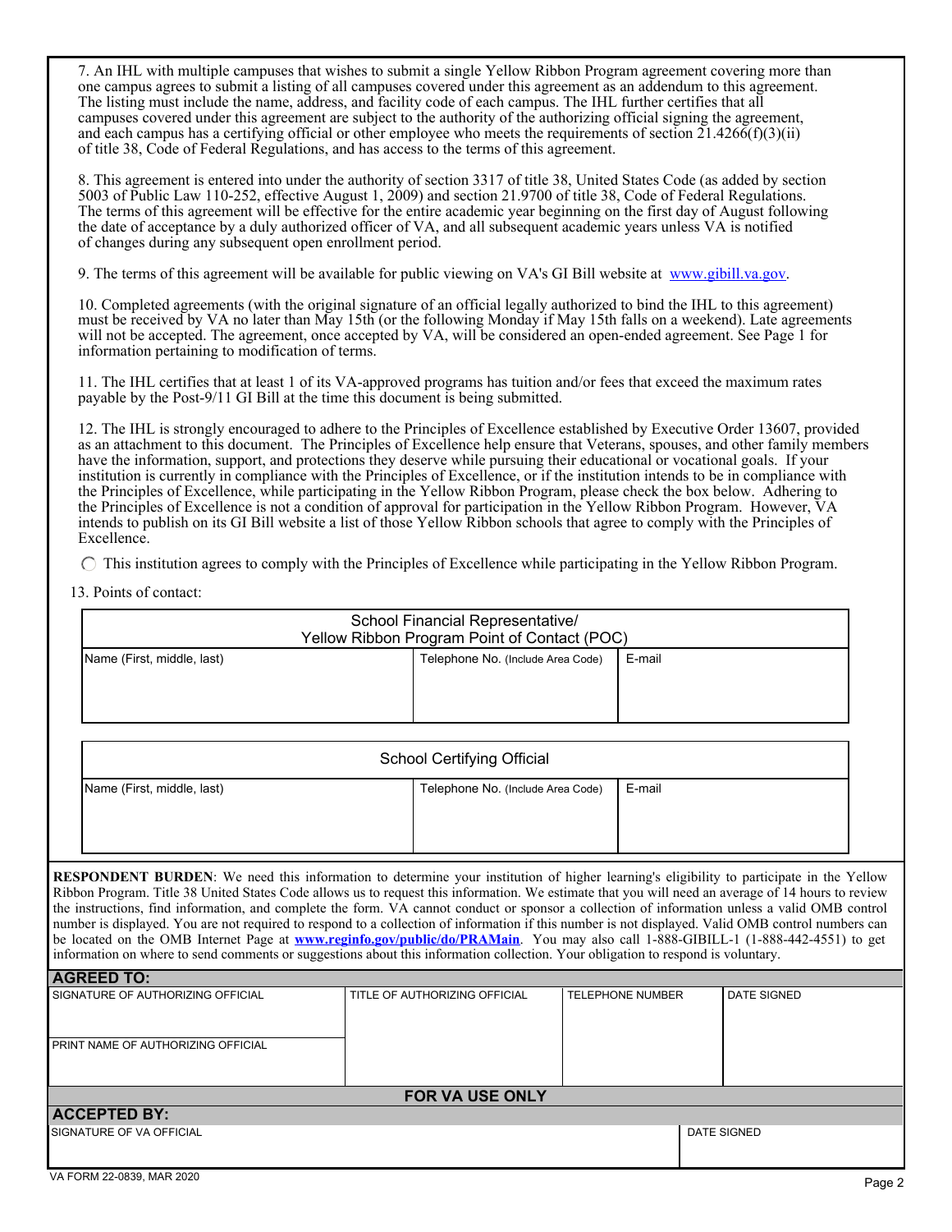7. An IHL with multiple campuses that wishes to submit a single Yellow Ribbon Program agreement covering more than one campus agrees to submit a listing of all campuses covered under this agreement as an addendum to this agreement. The listing must include the name, address, and facility code of each campus. The IHL further certifies that all campuses covered under this agreement are subject to the authority of the authorizing official signing the agreement, and each campus has a certifying official or other employee who meets the requirements of section 21.4266(f)(3)(ii) of title 38, Code of Federal Regulations, and has access to the terms of this agreement.

8. This agreement is entered into under the authority of section 3317 of title 38, United States Code (as added by section 5003 of Public Law 110-252, effective August 1, 2009) and section 21.9700 of title 38, Code of Federal Regulations. The terms of this agreement will be effective for the entire academic year beginning on the first day of August following the date of acceptance by a duly authorized officer of VA, and all subsequent academic years unless VA is notified of changes during any subsequent open enrollment period.

9. The terms of this agreement will be available for public viewing on VA's GI Bill website at www.gibill.va.gov.

10. Completed agreements (with the original signature of an official legally authorized to bind the IHL to this agreement) must be received by VA no later than May 15th (or the following Monday if May 15th falls on a weekend). Late agreements will not be accepted. The agreement, once accepted by VA, will be considered an open-ended agreement. See Page 1 for information pertaining to modification of terms.

11. The IHL certifies that at least 1 of its VA-approved programs has tuition and/or fees that exceed the maximum rates payable by the Post-9/11 GI Bill at the time this document is being submitted.

12. The IHL is strongly encouraged to adhere to the Principles of Excellence established by Executive Order 13607, provided as an attachment to this document. The Principles of Excellence help ensure that Veterans, spouses, and other family members have the information, support, and protections they deserve while pursuing their educational or vocational goals. If your institution is currently in compliance with the Principles of Excellence, or if the institution intends to be in compliance with the Principles of Excellence, while participating in the Yellow Ribbon Program, please check the box below. Adhering to the Principles of Excellence is not a condition of approval for participation in the Yellow Ribbon Program. However, VA intends to publish on its GI Bill website a list of those Yellow Ribbon schools that agree to comply with the Principles of Excellence.

◯ This institution agrees to comply with the Principles of Excellence while participating in the Yellow Ribbon Program.

13. Points of contact:

| School Financial Representative/ Yellow Ribbon Program Point of Contact (POC) | | |
|---|---|---|
| Name (First, middle, last) | Telephone No. (Include Area Code) | E-mail |
| | | |

| School Certifying Official | | |
|---|---|---|
| Name (First, middle, last) | Telephone No. (Include Area Code) | E-mail |
| | | |

**RESPONDENT BURDEN**: We need this information to determine your institution of higher learning's eligibility to participate in the Yellow Ribbon Program. Title 38 United States Code allows us to request this information. We estimate that you will need an average of 14 hours to review the instructions, find information, and complete the form. VA cannot conduct or sponsor a collection of information unless a valid OMB control number is displayed. You are not required to respond to a collection of information if this number is not displayed. Valid OMB control numbers can be located on the OMB Internet Page at **www.reginfo.gov/public/do/PRAMain**. You may also call 1-888-GIBILL-1 (1-888-442-4551) to get information on where to send comments or suggestions about this information collection. Your obligation to respond is voluntary.

**AGREED TO:**

| SIGNATURE OF AUTHORIZING OFFICIAL | TITLE OF AUTHORIZING OFFICIAL | TELEPHONE NUMBER | DATE SIGNED |
|---|---|---|---|
| | | | |
| PRINT NAME OF AUTHORIZING OFFICIAL | | | |
| | | | |

**FOR VA USE ONLY**

**ACCEPTED BY:**

| SIGNATURE OF VA OFFICIAL | DATE SIGNED |
|---|---|
| | |

VA FORM 22-0839, MAR 2020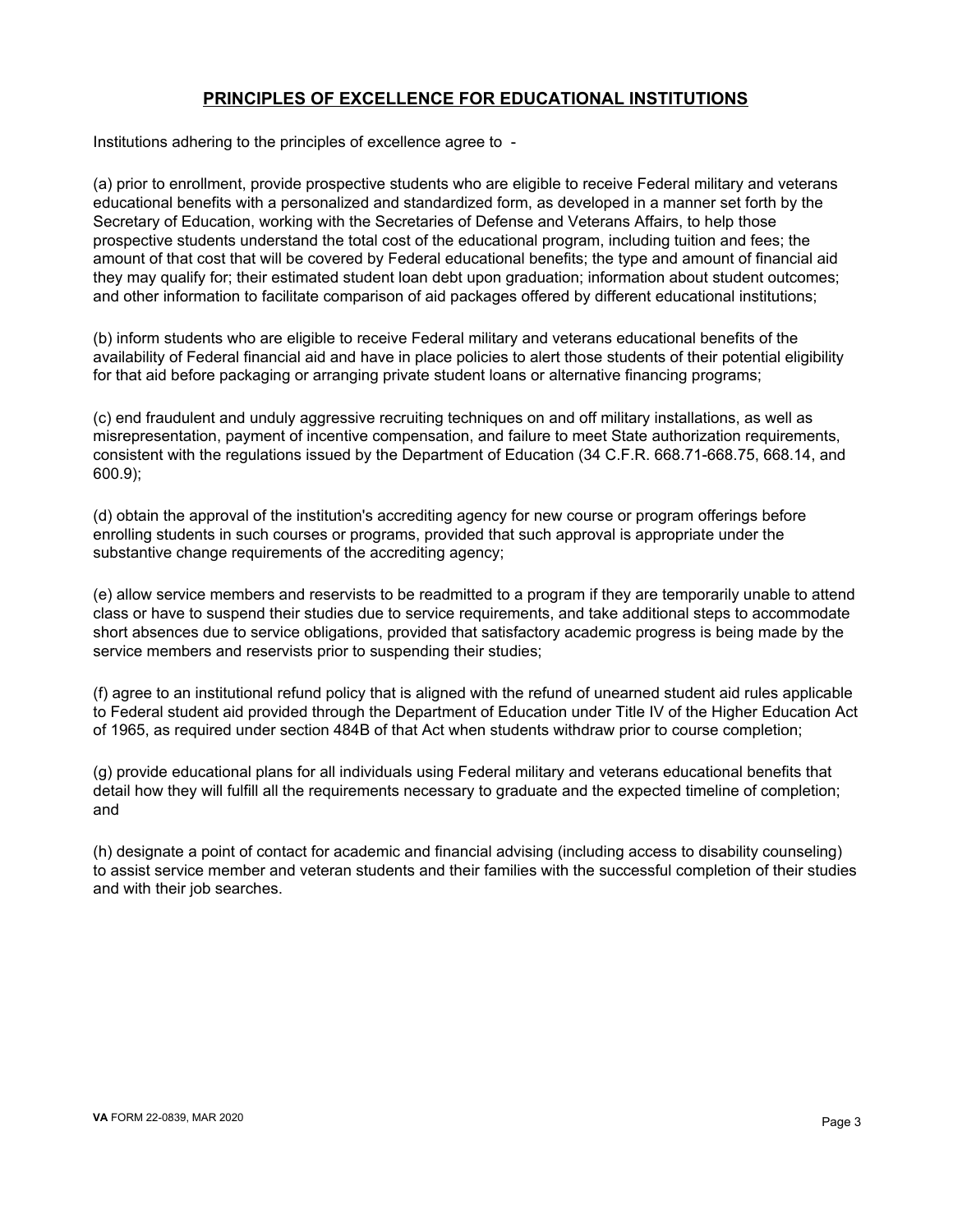## PRINCIPLES OF EXCELLENCE FOR EDUCATIONAL INSTITUTIONS

Institutions adhering to the principles of excellence agree to -

(a) prior to enrollment, provide prospective students who are eligible to receive Federal military and veterans educational benefits with a personalized and standardized form, as developed in a manner set forth by the Secretary of Education, working with the Secretaries of Defense and Veterans Affairs, to help those prospective students understand the total cost of the educational program, including tuition and fees; the amount of that cost that will be covered by Federal educational benefits; the type and amount of financial aid they may qualify for; their estimated student loan debt upon graduation; information about student outcomes; and other information to facilitate comparison of aid packages offered by different educational institutions;

(b) inform students who are eligible to receive Federal military and veterans educational benefits of the availability of Federal financial aid and have in place policies to alert those students of their potential eligibility for that aid before packaging or arranging private student loans or alternative financing programs;

(c) end fraudulent and unduly aggressive recruiting techniques on and off military installations, as well as misrepresentation, payment of incentive compensation, and failure to meet State authorization requirements, consistent with the regulations issued by the Department of Education (34 C.F.R. 668.71-668.75, 668.14, and 600.9);

(d) obtain the approval of the institution's accrediting agency for new course or program offerings before enrolling students in such courses or programs, provided that such approval is appropriate under the substantive change requirements of the accrediting agency;

(e) allow service members and reservists to be readmitted to a program if they are temporarily unable to attend class or have to suspend their studies due to service requirements, and take additional steps to accommodate short absences due to service obligations, provided that satisfactory academic progress is being made by the service members and reservists prior to suspending their studies;

(f) agree to an institutional refund policy that is aligned with the refund of unearned student aid rules applicable to Federal student aid provided through the Department of Education under Title IV of the Higher Education Act of 1965, as required under section 484B of that Act when students withdraw prior to course completion;

(g) provide educational plans for all individuals using Federal military and veterans educational benefits that detail how they will fulfill all the requirements necessary to graduate and the expected timeline of completion; and

(h) designate a point of contact for academic and financial advising (including access to disability counseling) to assist service member and veteran students and their families with the successful completion of their studies and with their job searches.

**VA** FORM 22-0839, MAR 2020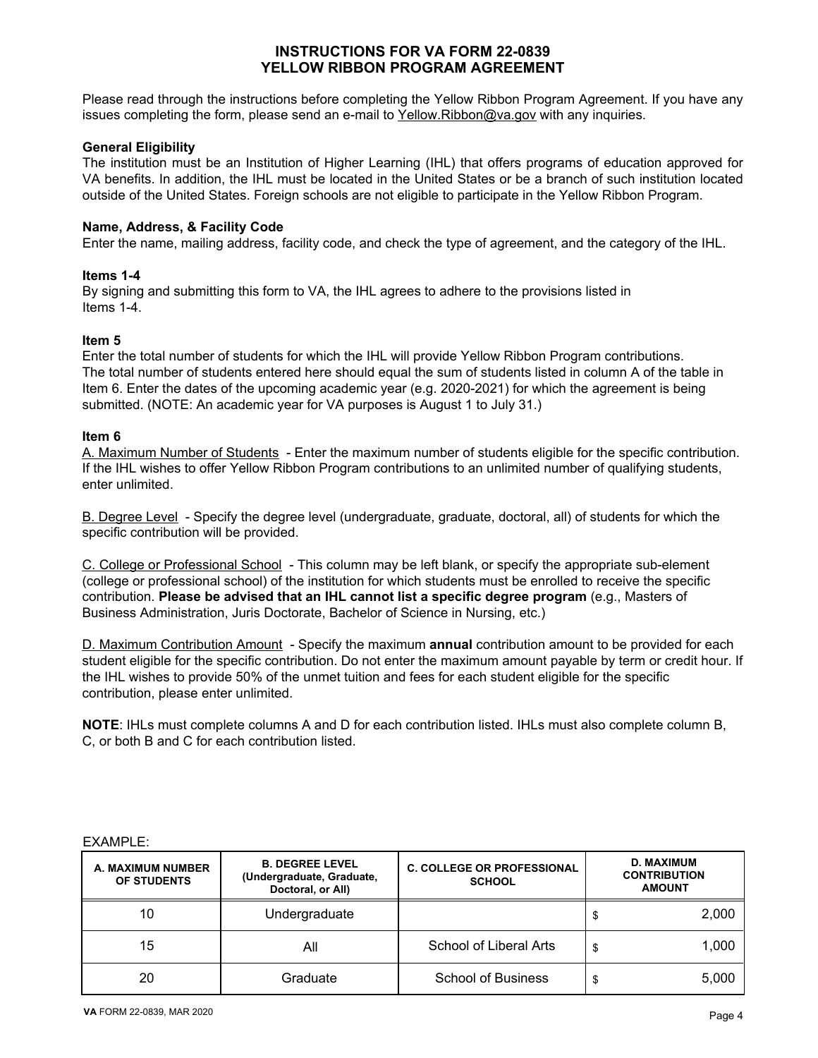# INSTRUCTIONS FOR VA FORM 22-0839
# YELLOW RIBBON PROGRAM AGREEMENT

Please read through the instructions before completing the Yellow Ribbon Program Agreement. If you have any issues completing the form, please send an e-mail to Yellow.Ribbon@va.gov with any inquiries.

**General Eligibility**

The institution must be an Institution of Higher Learning (IHL) that offers programs of education approved for VA benefits. In addition, the IHL must be located in the United States or be a branch of such institution located outside of the United States. Foreign schools are not eligible to participate in the Yellow Ribbon Program.

**Name, Address, & Facility Code**

Enter the name, mailing address, facility code, and check the type of agreement, and the category of the IHL.

**Items 1-4**

By signing and submitting this form to VA, the IHL agrees to adhere to the provisions listed in Items 1-4.

**Item 5**

Enter the total number of students for which the IHL will provide Yellow Ribbon Program contributions. The total number of students entered here should equal the sum of students listed in column A of the table in Item 6. Enter the dates of the upcoming academic year (e.g. 2020-2021) for which the agreement is being submitted. (NOTE: An academic year for VA purposes is August 1 to July 31.)

**Item 6**

A. Maximum Number of Students - Enter the maximum number of students eligible for the specific contribution. If the IHL wishes to offer Yellow Ribbon Program contributions to an unlimited number of qualifying students, enter unlimited.

B. Degree Level - Specify the degree level (undergraduate, graduate, doctoral, all) of students for which the specific contribution will be provided.

C. College or Professional School - This column may be left blank, or specify the appropriate sub-element (college or professional school) of the institution for which students must be enrolled to receive the specific contribution. **Please be advised that an IHL cannot list a specific degree program** (e.g., Masters of Business Administration, Juris Doctorate, Bachelor of Science in Nursing, etc.)

D. Maximum Contribution Amount - Specify the maximum **annual** contribution amount to be provided for each student eligible for the specific contribution. Do not enter the maximum amount payable by term or credit hour. If the IHL wishes to provide 50% of the unmet tuition and fees for each student eligible for the specific contribution, please enter unlimited.

**NOTE**: IHLs must complete columns A and D for each contribution listed. IHLs must also complete column B, C, or both B and C for each contribution listed.

EXAMPLE:

| A. MAXIMUM NUMBER OF STUDENTS | B. DEGREE LEVEL (Undergraduate, Graduate, Doctoral, or All) | C. COLLEGE OR PROFESSIONAL SCHOOL | D. MAXIMUM CONTRIBUTION AMOUNT |
|---|---|---|---|
| 10 | Undergraduate | | $ 2,000 |
| 15 | All | School of Liberal Arts | $ 1,000 |
| 20 | Graduate | School of Business | $ 5,000 |

VA FORM 22-0839, MAR 2020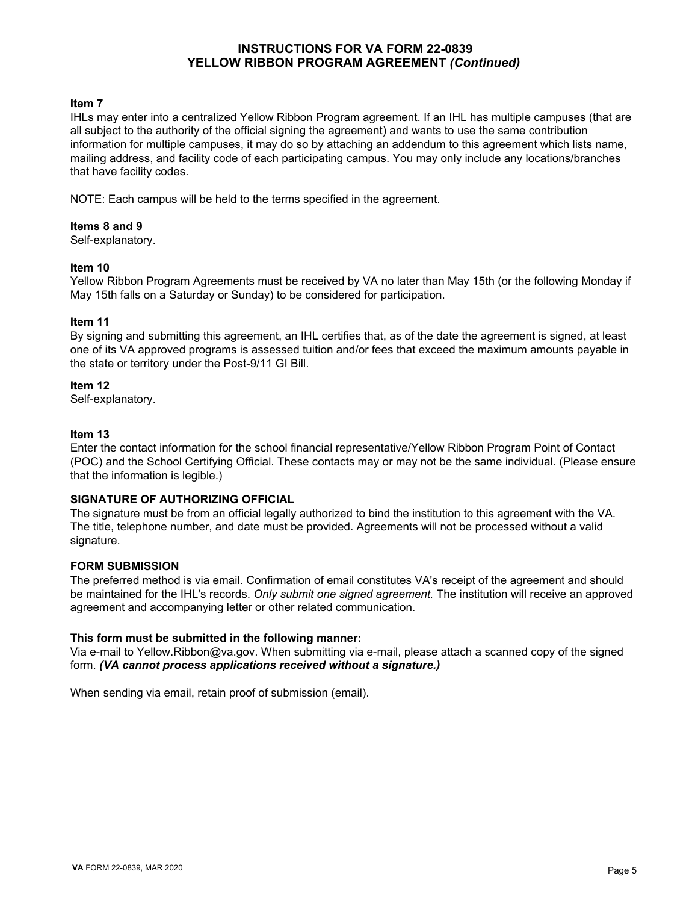## INSTRUCTIONS FOR VA FORM 22-0839 YELLOW RIBBON PROGRAM AGREEMENT *(Continued)*

**Item 7**
IHLs may enter into a centralized Yellow Ribbon Program agreement. If an IHL has multiple campuses (that are all subject to the authority of the official signing the agreement) and wants to use the same contribution information for multiple campuses, it may do so by attaching an addendum to this agreement which lists name, mailing address, and facility code of each participating campus. You may only include any locations/branches that have facility codes.

NOTE: Each campus will be held to the terms specified in the agreement.

**Items 8 and 9**
Self-explanatory.

**Item 10**
Yellow Ribbon Program Agreements must be received by VA no later than May 15th (or the following Monday if May 15th falls on a Saturday or Sunday) to be considered for participation.

**Item 11**
By signing and submitting this agreement, an IHL certifies that, as of the date the agreement is signed, at least one of its VA approved programs is assessed tuition and/or fees that exceed the maximum amounts payable in the state or territory under the Post-9/11 GI Bill.

**Item 12**
Self-explanatory.

**Item 13**
Enter the contact information for the school financial representative/Yellow Ribbon Program Point of Contact (POC) and the School Certifying Official. These contacts may or may not be the same individual. (Please ensure that the information is legible.)

**SIGNATURE OF AUTHORIZING OFFICIAL**
The signature must be from an official legally authorized to bind the institution to this agreement with the VA. The title, telephone number, and date must be provided. Agreements will not be processed without a valid signature.

**FORM SUBMISSION**
The preferred method is via email. Confirmation of email constitutes VA's receipt of the agreement and should be maintained for the IHL's records. *Only submit one signed agreement.* The institution will receive an approved agreement and accompanying letter or other related communication.

**This form must be submitted in the following manner:**
Via e-mail to Yellow.Ribbon@va.gov. When submitting via e-mail, please attach a scanned copy of the signed form. ***(VA cannot process applications received without a signature.)***

When sending via email, retain proof of submission (email).